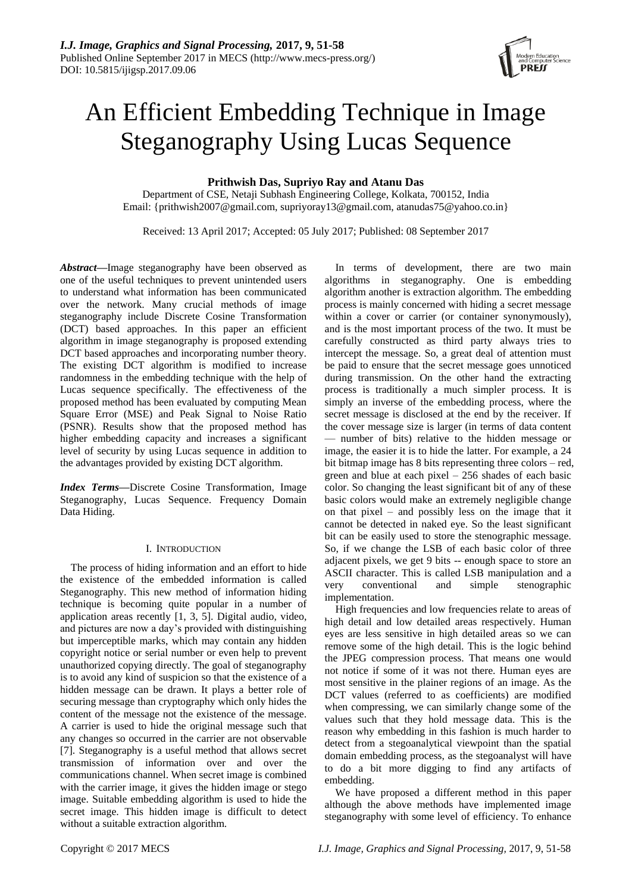# An Efficient Embedding Technique in Image Steganography Using Lucas Sequence

**Prithwish Das, Supriyo Ray and Atanu Das**

Department of CSE, Netaji Subhash Engineering College, Kolkata, 700152, India
Email: {prithwish2007@gmail.com, supriyoray13@gmail.com, atanudas75@yahoo.co.in}

Received: 13 April 2017; Accepted: 05 July 2017; Published: 08 September 2017

***Abstract*****—**Image steganography have been observed as one of the useful techniques to prevent unintended users to understand what information has been communicated over the network. Many crucial methods of image steganography include Discrete Cosine Transformation (DCT) based approaches. In this paper an efficient algorithm in image steganography is proposed extending DCT based approaches and incorporating number theory. The existing DCT algorithm is modified to increase randomness in the embedding technique with the help of Lucas sequence specifically. The effectiveness of the proposed method has been evaluated by computing Mean Square Error (MSE) and Peak Signal to Noise Ratio (PSNR). Results show that the proposed method has higher embedding capacity and increases a significant level of security by using Lucas sequence in addition to the advantages provided by existing DCT algorithm.

***Index Terms*****—**Discrete Cosine Transformation, Image Steganography, Lucas Sequence. Frequency Domain Data Hiding.

## I. Introduction

The process of hiding information and an effort to hide the existence of the embedded information is called Steganography. This new method of information hiding technique is becoming quite popular in a number of application areas recently [1, 3, 5]. Digital audio, video, and pictures are now a day's provided with distinguishing but imperceptible marks, which may contain any hidden copyright notice or serial number or even help to prevent unauthorized copying directly. The goal of steganography is to avoid any kind of suspicion so that the existence of a hidden message can be drawn. It plays a better role of securing message than cryptography which only hides the content of the message not the existence of the message. A carrier is used to hide the original message such that any changes so occurred in the carrier are not observable [7]. Steganography is a useful method that allows secret transmission of information over and over the communications channel. When secret image is combined with the carrier image, it gives the hidden image or stego image. Suitable embedding algorithm is used to hide the secret image. This hidden image is difficult to detect without a suitable extraction algorithm.

In terms of development, there are two main algorithms in steganography. One is embedding algorithm another is extraction algorithm. The embedding process is mainly concerned with hiding a secret message within a cover or carrier (or container synonymously), and is the most important process of the two. It must be carefully constructed as third party always tries to intercept the message. So, a great deal of attention must be paid to ensure that the secret message goes unnoticed during transmission. On the other hand the extracting process is traditionally a much simpler process. It is simply an inverse of the embedding process, where the secret message is disclosed at the end by the receiver. If the cover message size is larger (in terms of data content — number of bits) relative to the hidden message or image, the easier it is to hide the latter. For example, a 24 bit bitmap image has 8 bits representing three colors – red, green and blue at each pixel – 256 shades of each basic color. So changing the least significant bit of any of these basic colors would make an extremely negligible change on that pixel – and possibly less on the image that it cannot be detected in naked eye. So the least significant bit can be easily used to store the stenographic message. So, if we change the LSB of each basic color of three adjacent pixels, we get 9 bits -- enough space to store an ASCII character. This is called LSB manipulation and a very conventional and simple stenographic implementation.

High frequencies and low frequencies relate to areas of high detail and low detailed areas respectively. Human eyes are less sensitive in high detailed areas so we can remove some of the high detail. This is the logic behind the JPEG compression process. That means one would not notice if some of it was not there. Human eyes are most sensitive in the plainer regions of an image. As the DCT values (referred to as coefficients) are modified when compressing, we can similarly change some of the values such that they hold message data. This is the reason why embedding in this fashion is much harder to detect from a stegoanalytical viewpoint than the spatial domain embedding process, as the stegoanalyst will have to do a bit more digging to find any artifacts of embedding.

We have proposed a different method in this paper although the above methods have implemented image steganography with some level of efficiency. To enhance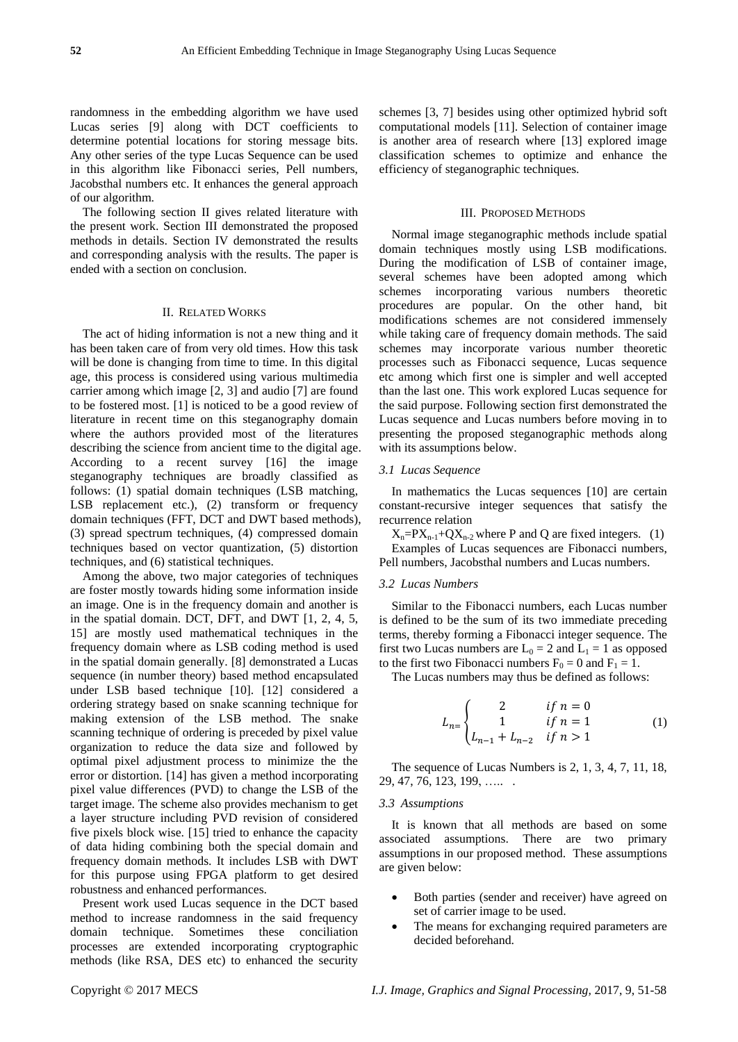randomness in the embedding algorithm we have used Lucas series [9] along with DCT coefficients to determine potential locations for storing message bits. Any other series of the type Lucas Sequence can be used in this algorithm like Fibonacci series, Pell numbers, Jacobsthal numbers etc. It enhances the general approach of our algorithm.

The following section II gives related literature with the present work. Section III demonstrated the proposed methods in details. Section IV demonstrated the results and corresponding analysis with the results. The paper is ended with a section on conclusion.

## II. Related Works

The act of hiding information is not a new thing and it has been taken care of from very old times. How this task will be done is changing from time to time. In this digital age, this process is considered using various multimedia carrier among which image [2, 3] and audio [7] are found to be fostered most. [1] is noticed to be a good review of literature in recent time on this steganography domain where the authors provided most of the literatures describing the science from ancient time to the digital age. According to a recent survey [16] the image steganography techniques are broadly classified as follows: (1) spatial domain techniques (LSB matching, LSB replacement etc.), (2) transform or frequency domain techniques (FFT, DCT and DWT based methods), (3) spread spectrum techniques, (4) compressed domain techniques based on vector quantization, (5) distortion techniques, and (6) statistical techniques.

Among the above, two major categories of techniques are foster mostly towards hiding some information inside an image. One is in the frequency domain and another is in the spatial domain. DCT, DFT, and DWT [1, 2, 4, 5, 15] are mostly used mathematical techniques in the frequency domain where as LSB coding method is used in the spatial domain generally. [8] demonstrated a Lucas sequence (in number theory) based method encapsulated under LSB based technique [10]. [12] considered a ordering strategy based on snake scanning technique for making extension of the LSB method. The snake scanning technique of ordering is preceded by pixel value organization to reduce the data size and followed by optimal pixel adjustment process to minimize the error or distortion. [14] has given a method incorporating pixel value differences (PVD) to change the LSB of the target image. The scheme also provides mechanism to get a layer structure including PVD revision of considered five pixels block wise. [15] tried to enhance the capacity of data hiding combining both the special domain and frequency domain methods. It includes LSB with DWT for this purpose using FPGA platform to get desired robustness and enhanced performances.

Present work used Lucas sequence in the DCT based method to increase randomness in the said frequency domain technique. Sometimes these conciliation processes are extended incorporating cryptographic methods (like RSA, DES etc) to enhanced the security schemes [3, 7] besides using other optimized hybrid soft computational models [11]. Selection of container image is another area of research where [13] explored image classification schemes to optimize and enhance the efficiency of steganographic techniques.

## III. Proposed Methods

Normal image steganographic methods include spatial domain techniques mostly using LSB modifications. During the modification of LSB of container image, several schemes have been adopted among which schemes incorporating various numbers theoretic procedures are popular. On the other hand, bit modifications schemes are not considered immensely while taking care of frequency domain methods. The said schemes may incorporate various number theoretic processes such as Fibonacci sequence, Lucas sequence etc among which first one is simpler and well accepted than the last one. This work explored Lucas sequence for the said purpose. Following section first demonstrated the Lucas sequence and Lucas numbers before moving in to presenting the proposed steganographic methods along with its assumptions below.

### *3.1 Lucas Sequence*

In mathematics the Lucas sequences [10] are certain constant-recursive integer sequences that satisfy the recurrence relation

$X_n = PX_{n-1} + QX_{n-2}$ where P and Q are fixed integers. (1)

Examples of Lucas sequences are Fibonacci numbers, Pell numbers, Jacobsthal numbers and Lucas numbers.

### *3.2 Lucas Numbers*

Similar to the Fibonacci numbers, each Lucas number is defined to be the sum of its two immediate preceding terms, thereby forming a Fibonacci integer sequence. The first two Lucas numbers are $L_0 = 2$ and $L_1 = 1$ as opposed to the first two Fibonacci numbers $F_0 = 0$ and $F_1 = 1$.

The Lucas numbers may thus be defined as follows:

$$L_n = \begin{cases} 2 & if\ n = 0 \\ 1 & if\ n = 1 \\ L_{n-1} + L_{n-2} & if\ n > 1 \end{cases} \quad (1)$$

The sequence of Lucas Numbers is 2, 1, 3, 4, 7, 11, 18, 29, 47, 76, 123, 199, ….. .

### *3.3 Assumptions*

It is known that all methods are based on some associated assumptions. There are two primary assumptions in our proposed method. These assumptions are given below:

- Both parties (sender and receiver) have agreed on set of carrier image to be used.
- The means for exchanging required parameters are decided beforehand.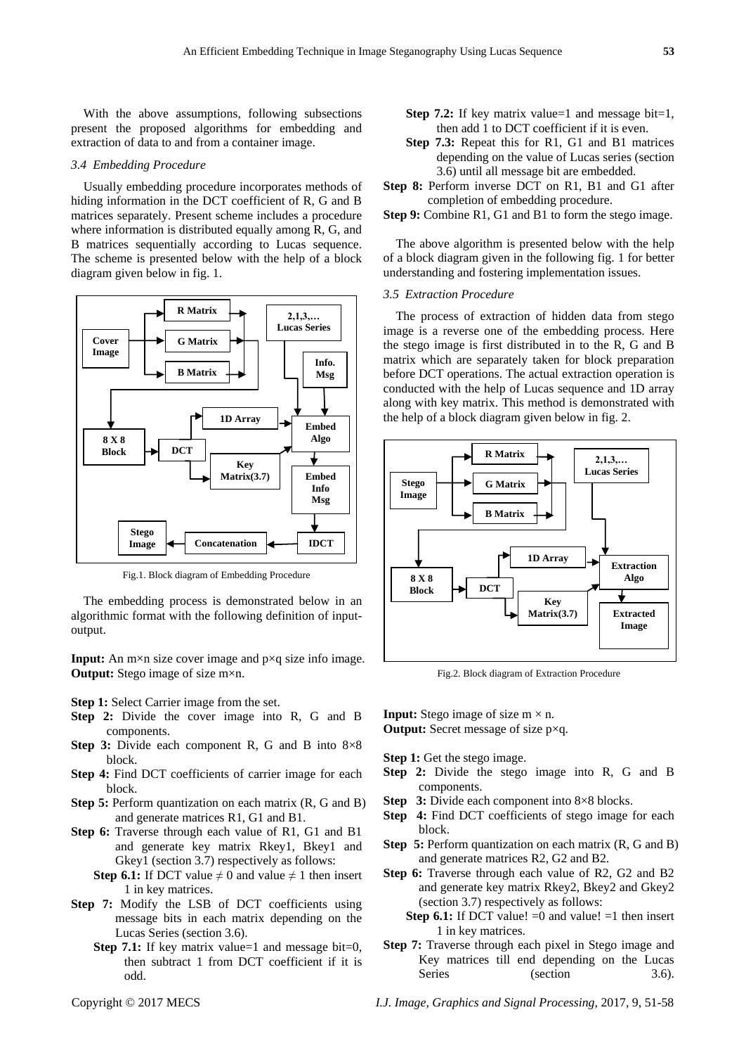With the above assumptions, following subsections present the proposed algorithms for embedding and extraction of data to and from a container image.

### *3.4 Embedding Procedure*

Usually embedding procedure incorporates methods of hiding information in the DCT coefficient of R, G and B matrices separately. Present scheme includes a procedure where information is distributed equally among R, G, and B matrices sequentially according to Lucas sequence. The scheme is presented below with the help of a block diagram given below in fig. 1.

Fig.1. Block diagram of Embedding Procedure

The embedding process is demonstrated below in an algorithmic format with the following definition of input-output.

**Input:** An m×n size cover image and p×q size info image.
**Output:** Stego image of size m×n.

**Step 1:** Select Carrier image from the set.
**Step 2:** Divide the cover image into R, G and B components.
**Step 3:** Divide each component R, G and B into 8×8 block.
**Step 4:** Find DCT coefficients of carrier image for each block.
**Step 5:** Perform quantization on each matrix (R, G and B) and generate matrices R1, G1 and B1.
**Step 6:** Traverse through each value of R1, G1 and B1 and generate key matrix Rkey1, Bkey1 and Gkey1 (section 3.7) respectively as follows:

- **Step 6.1:** If DCT value $\neq 0$ and value $\neq 1$ then insert 1 in key matrices.

**Step 7:** Modify the LSB of DCT coefficients using message bits in each matrix depending on the Lucas Series (section 3.6).

- **Step 7.1:** If key matrix value=1 and message bit=0, then subtract 1 from DCT coefficient if it is odd.
- **Step 7.2:** If key matrix value=1 and message bit=1, then add 1 to DCT coefficient if it is even.
- **Step 7.3:** Repeat this for R1, G1 and B1 matrices depending on the value of Lucas series (section 3.6) until all message bit are embedded.

**Step 8:** Perform inverse DCT on R1, B1 and G1 after completion of embedding procedure.
**Step 9:** Combine R1, G1 and B1 to form the stego image.

The above algorithm is presented below with the help of a block diagram given in the following fig. 1 for better understanding and fostering implementation issues.

### *3.5 Extraction Procedure*

The process of extraction of hidden data from stego image is a reverse one of the embedding process. Here the stego image is first distributed in to the R, G and B matrix which are separately taken for block preparation before DCT operations. The actual extraction operation is conducted with the help of Lucas sequence and 1D array along with key matrix. This method is demonstrated with the help of a block diagram given below in fig. 2.

Fig.2. Block diagram of Extraction Procedure

**Input:** Stego image of size m × n.
**Output:** Secret message of size p×q.

**Step 1:** Get the stego image.
**Step 2:** Divide the stego image into R, G and B components.
**Step 3:** Divide each component into 8×8 blocks.
**Step 4:** Find DCT coefficients of stego image for each block.
**Step 5:** Perform quantization on each matrix (R, G and B) and generate matrices R2, G2 and B2.
**Step 6:** Traverse through each value of R2, G2 and B2 and generate key matrix Rkey2, Bkey2 and Gkey2 (section 3.7) respectively as follows:

- **Step 6.1:** If DCT value! =0 and value! =1 then insert 1 in key matrices.

**Step 7:** Traverse through each pixel in Stego image and Key matrices till end depending on the Lucas Series (section 3.6).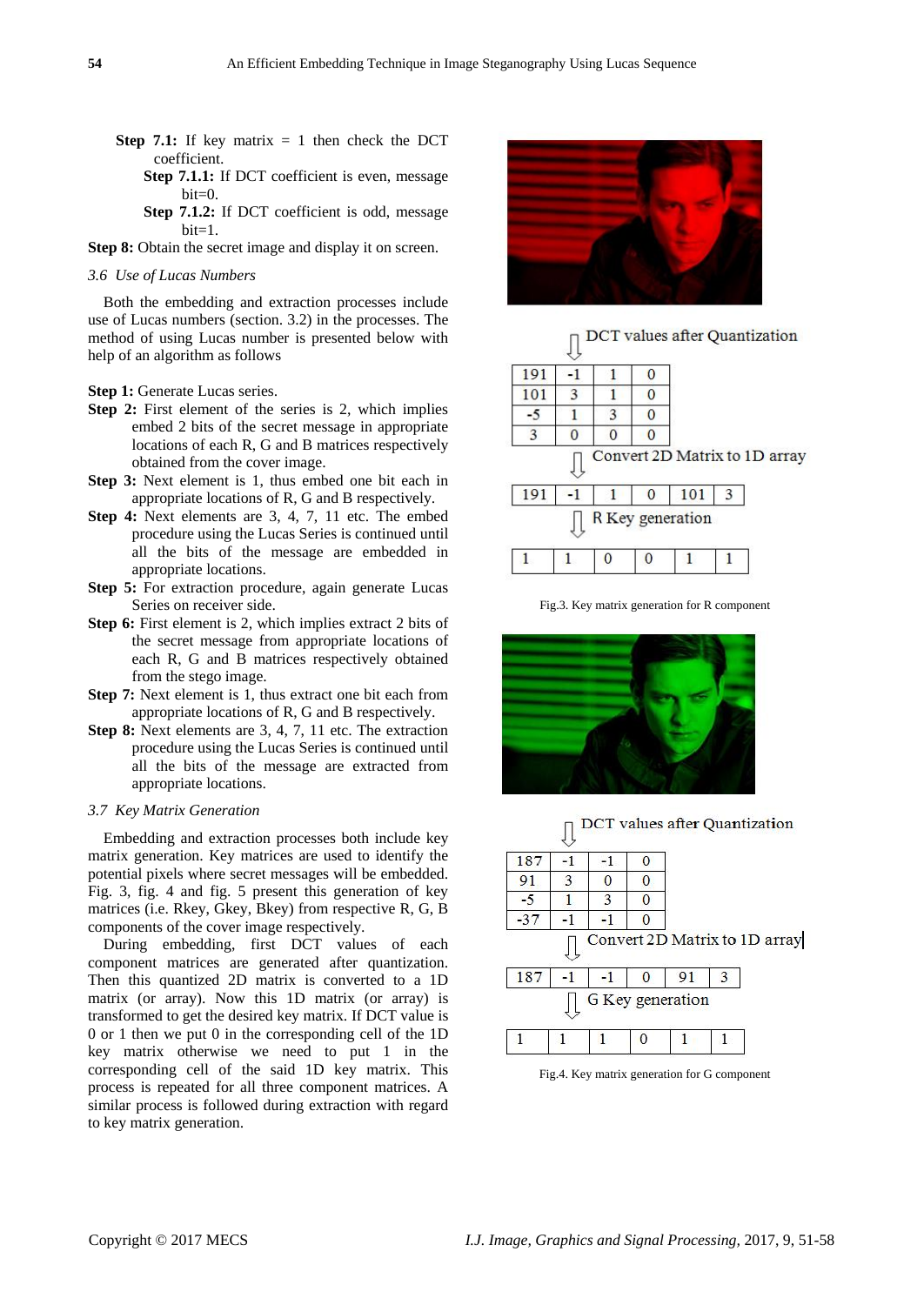**Step 7.1:** If key matrix = 1 then check the DCT coefficient.

**Step 7.1.1:** If DCT coefficient is even, message bit=0.

**Step 7.1.2:** If DCT coefficient is odd, message bit=1.

**Step 8:** Obtain the secret image and display it on screen.

### *3.6 Use of Lucas Numbers*

Both the embedding and extraction processes include use of Lucas numbers (section. 3.2) in the processes. The method of using Lucas number is presented below with help of an algorithm as follows

**Step 1:** Generate Lucas series.

**Step 2:** First element of the series is 2, which implies embed 2 bits of the secret message in appropriate locations of each R, G and B matrices respectively obtained from the cover image.

**Step 3:** Next element is 1, thus embed one bit each in appropriate locations of R, G and B respectively.

**Step 4:** Next elements are 3, 4, 7, 11 etc. The embed procedure using the Lucas Series is continued until all the bits of the message are embedded in appropriate locations.

**Step 5:** For extraction procedure, again generate Lucas Series on receiver side.

**Step 6:** First element is 2, which implies extract 2 bits of the secret message from appropriate locations of each R, G and B matrices respectively obtained from the stego image.

**Step 7:** Next element is 1, thus extract one bit each from appropriate locations of R, G and B respectively.

**Step 8:** Next elements are 3, 4, 7, 11 etc. The extraction procedure using the Lucas Series is continued until all the bits of the message are extracted from appropriate locations.

### *3.7 Key Matrix Generation*

Embedding and extraction processes both include key matrix generation. Key matrices are used to identify the potential pixels where secret messages will be embedded. Fig. 3, fig. 4 and fig. 5 present this generation of key matrices (i.e. Rkey, Gkey, Bkey) from respective R, G, B components of the cover image respectively.

During embedding, first DCT values of each component matrices are generated after quantization. Then this quantized 2D matrix is converted to a 1D matrix (or array). Now this 1D matrix (or array) is transformed to get the desired key matrix. If DCT value is 0 or 1 then we put 0 in the corresponding cell of the 1D key matrix otherwise we need to put 1 in the corresponding cell of the said 1D key matrix. This process is repeated for all three component matrices. A similar process is followed during extraction with regard to key matrix generation.

DCT values after Quantization

| 191 | -1 | 1 | 0 |
|---|---|---|---|
| 101 | 3 | 1 | 0 |
| -5 | 1 | 3 | 0 |
| 3 | 0 | 0 | 0 |

Convert 2D Matrix to 1D array

| 191 | -1 | 1 | 0 | 101 | 3 |
|---|---|---|---|---|---|

R Key generation

| 1 | 1 | 0 | 0 | 1 | 1 |
|---|---|---|---|---|---|

Fig.3. Key matrix generation for R component

DCT values after Quantization

| 187 | -1 | -1 | 0 |
|---|---|---|---|
| 91 | 3 | 0 | 0 |
| -5 | 1 | 3 | 0 |
| -37 | -1 | -1 | 0 |

Convert 2D Matrix to 1D array

| 187 | -1 | -1 | 0 | 91 | 3 |
|---|---|---|---|---|---|

G Key generation

| 1 | 1 | 1 | 0 | 1 | 1 |
|---|---|---|---|---|---|

Fig.4. Key matrix generation for G component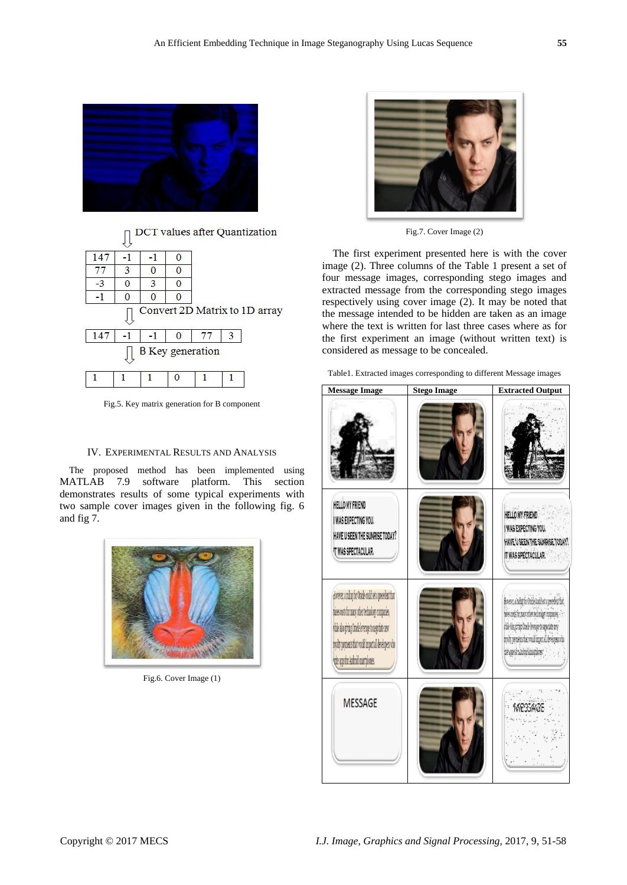DCT values after Quantization

| 147 | -1 | -1 | 0 |
|---|---|---|---|
| 77 | 3 | 0 | 0 |
| -3 | 0 | 3 | 0 |
| -1 | 0 | 0 | 0 |

Convert 2D Matrix to 1D array

| 147 | -1 | -1 | 0 | 77 | 3 |
|---|---|---|---|---|---|

B Key generation

| 1 | 1 | 1 | 0 | 1 | 1 |
|---|---|---|---|---|---|

Fig.5. Key matrix generation for B component

## IV. Experimental Results and Analysis

The proposed method has been implemented using MATLAB 7.9 software platform. This section demonstrates results of some typical experiments with two sample cover images given in the following fig. 6 and fig 7.

Fig.6. Cover Image (1)

Fig.7. Cover Image (2)

The first experiment presented here is with the cover image (2). Three columns of the Table 1 present a set of four message images, corresponding stego images and extracted message from the corresponding stego images respectively using cover image (2). It may be noted that the message intended to be hidden are taken as an image where the text is written for last three cases where as for the first experiment an image (without written text) is considered as message to be concealed.

Table1. Extracted images corresponding to different Message images

| Message Image | Stego Image | Extracted Output |
|---|---|---|
| | | |
| HELLO MY FRIEND I WAS EXPECTING YOU. HAVE U SEEN THE SUNRISE TODAY? IT WAS SPECTACULAR. | | HELLO MY FRIEND I WAS EXPECTING YOU. HAVE U SEEN THE SUNRISE TODAY? IT WAS SPECTACULAR. |
| | | |
| MESSAGE | | MESSAGE |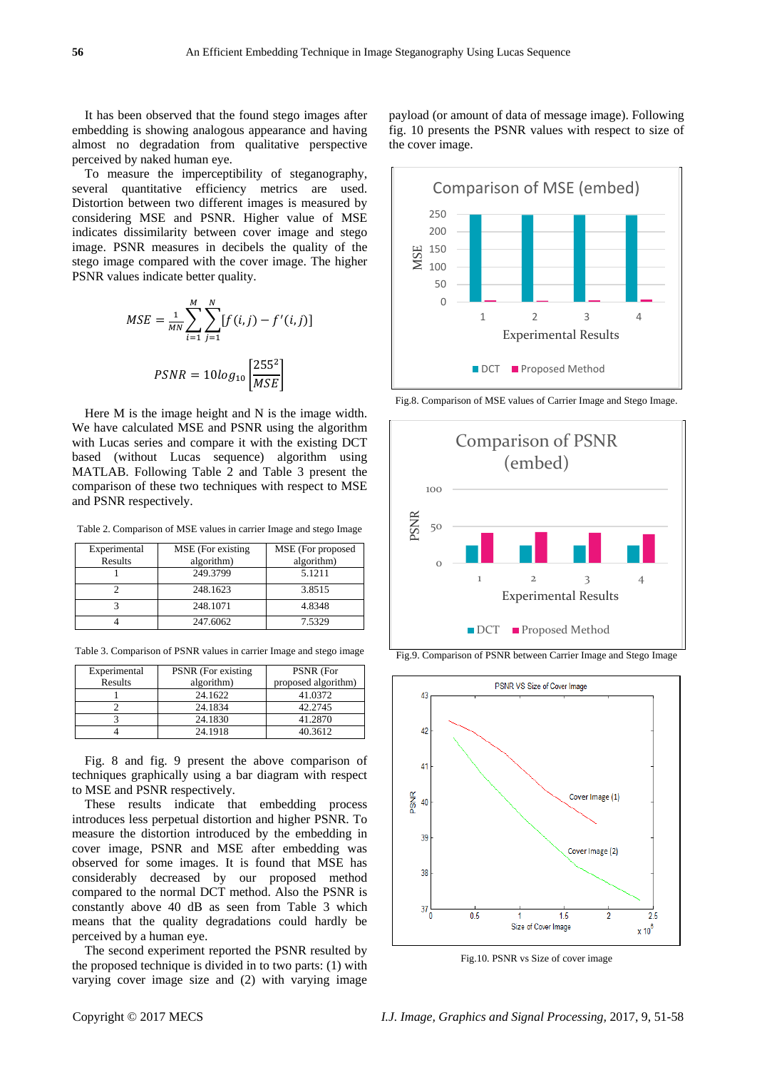It has been observed that the found stego images after embedding is showing analogous appearance and having almost no degradation from qualitative perspective perceived by naked human eye.

To measure the imperceptibility of steganography, several quantitative efficiency metrics are used. Distortion between two different images is measured by considering MSE and PSNR. Higher value of MSE indicates dissimilarity between cover image and stego image. PSNR measures in decibels the quality of the stego image compared with the cover image. The higher PSNR values indicate better quality.

$$MSE = \frac{1}{MN}\sum_{i=1}^{M}\sum_{j=1}^{N}[f(i,j) - f'(i,j)]$$

$$PSNR = 10log_{10}\left[\frac{255^2}{MSE}\right]$$

Here M is the image height and N is the image width. We have calculated MSE and PSNR using the algorithm with Lucas series and compare it with the existing DCT based (without Lucas sequence) algorithm using MATLAB. Following Table 2 and Table 3 present the comparison of these two techniques with respect to MSE and PSNR respectively.

Table 2. Comparison of MSE values in carrier Image and stego Image

| Experimental Results | MSE (For existing algorithm) | MSE (For proposed algorithm) |
|---|---|---|
| 1 | 249.3799 | 5.1211 |
| 2 | 248.1623 | 3.8515 |
| 3 | 248.1071 | 4.8348 |
| 4 | 247.6062 | 7.5329 |

Table 3. Comparison of PSNR values in carrier Image and stego image

| Experimental Results | PSNR (For existing algorithm) | PSNR (For proposed algorithm) |
|---|---|---|
| 1 | 24.1622 | 41.0372 |
| 2 | 24.1834 | 42.2745 |
| 3 | 24.1830 | 41.2870 |
| 4 | 24.1918 | 40.3612 |

Fig. 8 and fig. 9 present the above comparison of techniques graphically using a bar diagram with respect to MSE and PSNR respectively.

These results indicate that embedding process introduces less perpetual distortion and higher PSNR. To measure the distortion introduced by the embedding in cover image, PSNR and MSE after embedding was observed for some images. It is found that MSE has considerably decreased by our proposed method compared to the normal DCT method. Also the PSNR is constantly above 40 dB as seen from Table 3 which means that the quality degradations could hardly be perceived by a human eye.

The second experiment reported the PSNR resulted by the proposed technique is divided in to two parts: (1) with varying cover image size and (2) with varying image payload (or amount of data of message image). Following fig. 10 presents the PSNR values with respect to size of the cover image.

Fig.8. Comparison of MSE values of Carrier Image and Stego Image.

Fig.9. Comparison of PSNR between Carrier Image and Stego Image

Fig.10. PSNR vs Size of cover image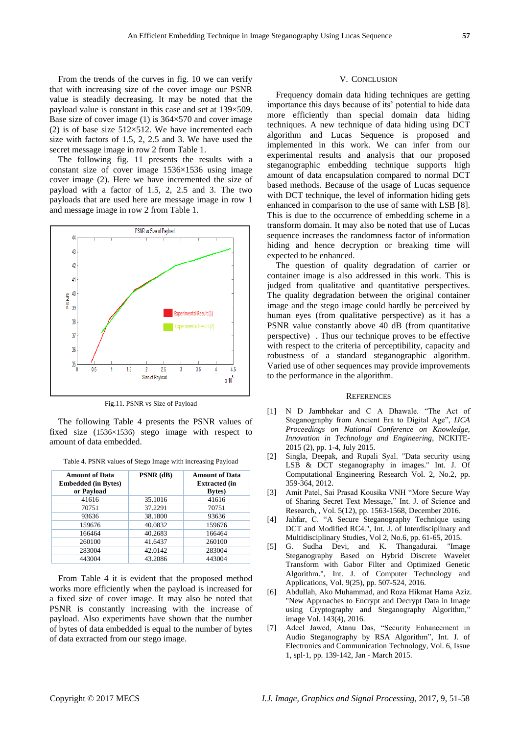From the trends of the curves in fig. 10 we can verify that with increasing size of the cover image our PSNR value is steadily decreasing. It may be noted that the payload value is constant in this case and set at 139×509. Base size of cover image (1) is 364×570 and cover image (2) is of base size 512×512. We have incremented each size with factors of 1.5, 2, 2.5 and 3. We have used the secret message image in row 2 from Table 1.

The following fig. 11 presents the results with a constant size of cover image 1536×1536 using image cover image (2). Here we have incremented the size of payload with a factor of 1.5, 2, 2.5 and 3. The two payloads that are used here are message image in row 1 and message image in row 2 from Table 1.

Fig.11. PSNR vs Size of Payload

The following Table 4 presents the PSNR values of fixed size (1536×1536) stego image with respect to amount of data embedded.

Table 4. PSNR values of Stego Image with increasing Payload

| Amount of Data Embedded (in Bytes) or Payload | PSNR (dB) | Amount of Data Extracted (in Bytes) |
|---|---|---|
| 41616 | 35.1016 | 41616 |
| 70751 | 37.2291 | 70751 |
| 93636 | 38.1800 | 93636 |
| 159676 | 40.0832 | 159676 |
| 166464 | 40.2683 | 166464 |
| 260100 | 41.6437 | 260100 |
| 283004 | 42.0142 | 283004 |
| 443004 | 43.2086 | 443004 |

From Table 4 it is evident that the proposed method works more efficiently when the payload is increased for a fixed size of cover image. It may also be noted that PSNR is constantly increasing with the increase of payload. Also experiments have shown that the number of bytes of data embedded is equal to the number of bytes of data extracted from our stego image.

## V. Conclusion

Frequency domain data hiding techniques are getting importance this days because of its' potential to hide data more efficiently than special domain data hiding techniques. A new technique of data hiding using DCT algorithm and Lucas Sequence is proposed and implemented in this work. We can infer from our experimental results and analysis that our proposed steganographic embedding technique supports high amount of data encapsulation compared to normal DCT based methods. Because of the usage of Lucas sequence with DCT technique, the level of information hiding gets enhanced in comparison to the use of same with LSB [8]. This is due to the occurrence of embedding scheme in a transform domain. It may also be noted that use of Lucas sequence increases the randomness factor of information hiding and hence decryption or breaking time will expected to be enhanced.

The question of quality degradation of carrier or container image is also addressed in this work. This is judged from qualitative and quantitative perspectives. The quality degradation between the original container image and the stego image could hardly be perceived by human eyes (from qualitative perspective) as it has a PSNR value constantly above 40 dB (from quantitative perspective) . Thus our technique proves to be effective with respect to the criteria of perceptibility, capacity and robustness of a standard steganographic algorithm. Varied use of other sequences may provide improvements to the performance in the algorithm.

## References

[1] N D Jambhekar and C A Dhawale. "The Act of Steganography from Ancient Era to Digital Age", *IJCA Proceedings on National Conference on Knowledge, Innovation in Technology and Engineering*, NCKITE-2015 (2), pp. 1-4, July 2015.

[2] Singla, Deepak, and Rupali Syal. "Data security using LSB & DCT steganography in images." Int. J. Of Computational Engineering Research Vol. 2, No.2, pp. 359-364, 2012.

[3] Amit Patel, Sai Prasad Kousika VNH "More Secure Way of Sharing Secret Text Message," Int. J. of Science and Research, , Vol. 5(12), pp. 1563-1568, December 2016.

[4] Jahfar, C. "A Secure Steganography Technique using DCT and Modified RC4.", Int. J. of Interdisciplinary and Multidisciplinary Studies, Vol 2, No.6, pp. 61-65, 2015.

[5] G. Sudha Devi, and K. Thangadurai. "Image Steganography Based on Hybrid Discrete Wavelet Transform with Gabor Filter and Optimized Genetic Algorithm.", Int. J. of Computer Technology and Applications, Vol. 9(25), pp. 507-524, 2016.

[6] Abdullah, Akko Muhammad, and Roza Hikmat Hama Aziz. "New Approaches to Encrypt and Decrypt Data in Image using Cryptography and Steganography Algorithm," image Vol. 143(4), 2016.

[7] Adeel Jawed, Atanu Das, "Security Enhancement in Audio Steganography by RSA Algorithm", Int. J. of Electronics and Communication Technology, Vol. 6, Issue 1, spl-1, pp. 139-142, Jan - March 2015.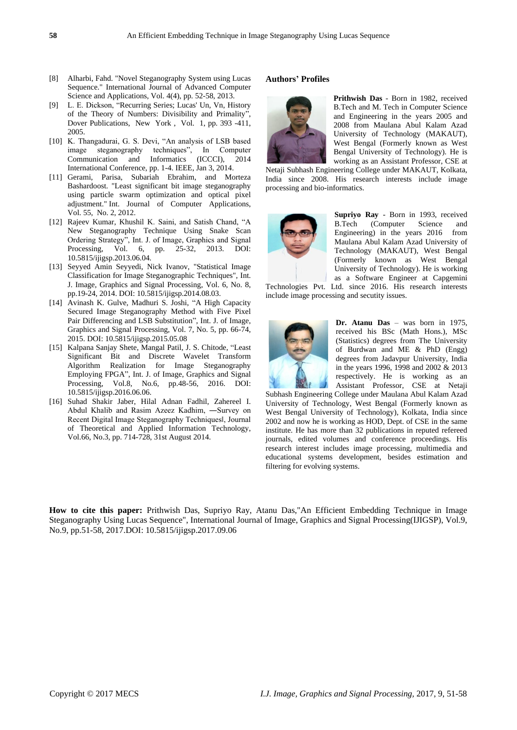[8] Alharbi, Fahd. "Novel Steganography System using Lucas Sequence." International Journal of Advanced Computer Science and Applications, Vol. 4(4), pp. 52-58, 2013.

[9] L. E. Dickson, "Recurring Series; Lucas' Un, Vn, History of the Theory of Numbers: Divisibility and Primality", Dover Publications, New York , Vol. 1, pp. 393 -411, 2005.

[10] K. Thangadurai, G. S. Devi, "An analysis of LSB based image steganography techniques", In Computer Communication and Informatics (ICCCI), 2014 International Conference, pp. 1-4. IEEE, Jan 3, 2014.

[11] Gerami, Parisa, Subariah Ebrahim, and Morteza Bashardoost. "Least significant bit image steganography using particle swarm optimization and optical pixel adjustment." Int. Journal of Computer Applications, Vol. 55, No. 2, 2012.

[12] Rajeev Kumar, Khushil K. Saini, and Satish Chand, "A New Steganography Technique Using Snake Scan Ordering Strategy", Int. J. of Image, Graphics and Signal Processing, Vol. 6, pp. 25-32, 2013. DOI: 10.5815/ijigsp.2013.06.04.

[13] Seyyed Amin Seyyedi, Nick Ivanov, "Statistical Image Classification for Image Steganographic Techniques", Int. J. Image, Graphics and Signal Processing, Vol. 6, No. 8, pp.19-24, 2014. DOI: 10.5815/ijigsp.2014.08.03.

[14] Avinash K. Gulve, Madhuri S. Joshi, "A High Capacity Secured Image Steganography Method with Five Pixel Pair Differencing and LSB Substitution", Int. J. of Image, Graphics and Signal Processing, Vol. 7, No. 5, pp. 66-74, 2015. DOI: 10.5815/ijigsp.2015.05.08

[15] Kalpana Sanjay Shete, Mangal Patil, J. S. Chitode, "Least Significant Bit and Discrete Wavelet Transform Algorithm Realization for Image Steganography Employing FPGA", Int. J. of Image, Graphics and Signal Processing, Vol.8, No.6, pp.48-56, 2016. DOI: 10.5815/ijigsp.2016.06.06.

[16] Suhad Shakir Jaber, Hilal Adnan Fadhil, Zahereel I. Abdul Khalib and Rasim Azeez Kadhim, ―Survey on Recent Digital Image Steganography Techniques‖, Journal of Theoretical and Applied Information Technology, Vol.66, No.3, pp. 714-728, 31st August 2014.

## Authors' Profiles

**Prithwish Das** - Born in 1982, received B.Tech and M. Tech in Computer Science and Engineering in the years 2005 and 2008 from Maulana Abul Kalam Azad University of Technology (MAKAUT), West Bengal (Formerly known as West Bengal University of Technology). He is working as an Assistant Professor, CSE at Netaji Subhash Engineering College under MAKAUT, Kolkata, India since 2008. His research interests include image processing and bio-informatics.

**Supriyo Ray** - Born in 1993, received B.Tech (Computer Science and Engineering) in the years 2016 from Maulana Abul Kalam Azad University of Technology (MAKAUT), West Bengal (Formerly known as West Bengal University of Technology). He is working as a Software Engineer at Capgemini Technologies Pvt. Ltd. since 2016. His research interests include image processing and secutity issues.

**Dr. Atanu Das** – was born in 1975, received his BSc (Math Hons.), MSc (Statistics) degrees from The University of Burdwan and ME & PhD (Engg) degrees from Jadavpur University, India in the years 1996, 1998 and 2002 & 2013 respectively. He is working as an Assistant Professor, CSE at Netaji Subhash Engineering College under Maulana Abul Kalam Azad University of Technology, West Bengal (Formerly known as West Bengal University of Technology), Kolkata, India since 2002 and now he is working as HOD, Dept. of CSE in the same institute. He has more than 32 publications in reputed refereed journals, edited volumes and conference proceedings. His research interest includes image processing, multimedia and educational systems development, besides estimation and filtering for evolving systems.

**How to cite this paper:** Prithwish Das, Supriyo Ray, Atanu Das,"An Efficient Embedding Technique in Image Steganography Using Lucas Sequence", International Journal of Image, Graphics and Signal Processing(IJIGSP), Vol.9, No.9, pp.51-58, 2017.DOI: 10.5815/ijigsp.2017.09.06